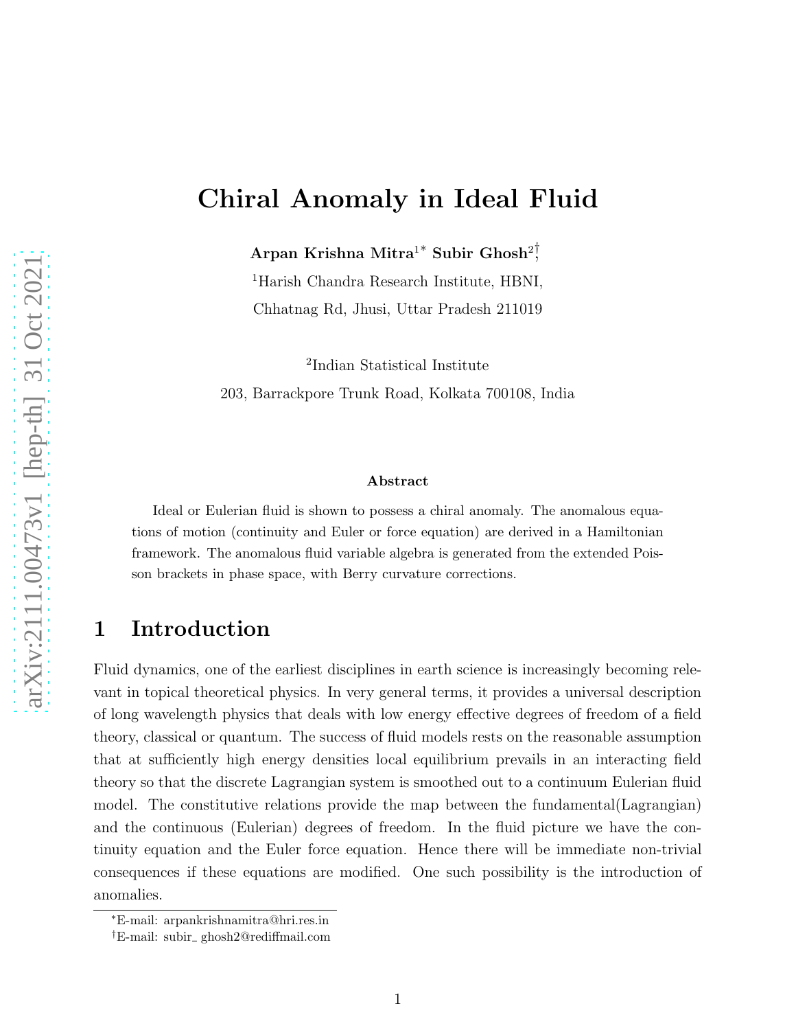# Chiral Anomaly in Ideal Fluid

**Arpan Krishna Mitra**[1*] **Subir Ghosh**[2†]

[1]Harish Chandra Research Institute, HBNI,

Chhatnag Rd, Jhusi, Uttar Pradesh 211019

[2]Indian Statistical Institute

203, Barrackpore Trunk Road, Kolkata 700108, India

**Abstract**

Ideal or Eulerian fluid is shown to possess a chiral anomaly. The anomalous equations of motion (continuity and Euler or force equation) are derived in a Hamiltonian framework. The anomalous fluid variable algebra is generated from the extended Poisson brackets in phase space, with Berry curvature corrections.

## 1 Introduction

Fluid dynamics, one of the earliest disciplines in earth science is increasingly becoming relevant in topical theoretical physics. In very general terms, it provides a universal description of long wavelength physics that deals with low energy effective degrees of freedom of a field theory, classical or quantum. The success of fluid models rests on the reasonable assumption that at sufficiently high energy densities local equilibrium prevails in an interacting field theory so that the discrete Lagrangian system is smoothed out to a continuum Eulerian fluid model. The constitutive relations provide the map between the fundamental(Lagrangian) and the continuous (Eulerian) degrees of freedom. In the fluid picture we have the continuity equation and the Euler force equation. Hence there will be immediate non-trivial consequences if these equations are modified. One such possibility is the introduction of anomalies.

---

*E-mail: arpankrishnamitra@hri.res.in

†E-mail: subir_ ghosh2@rediffmail.com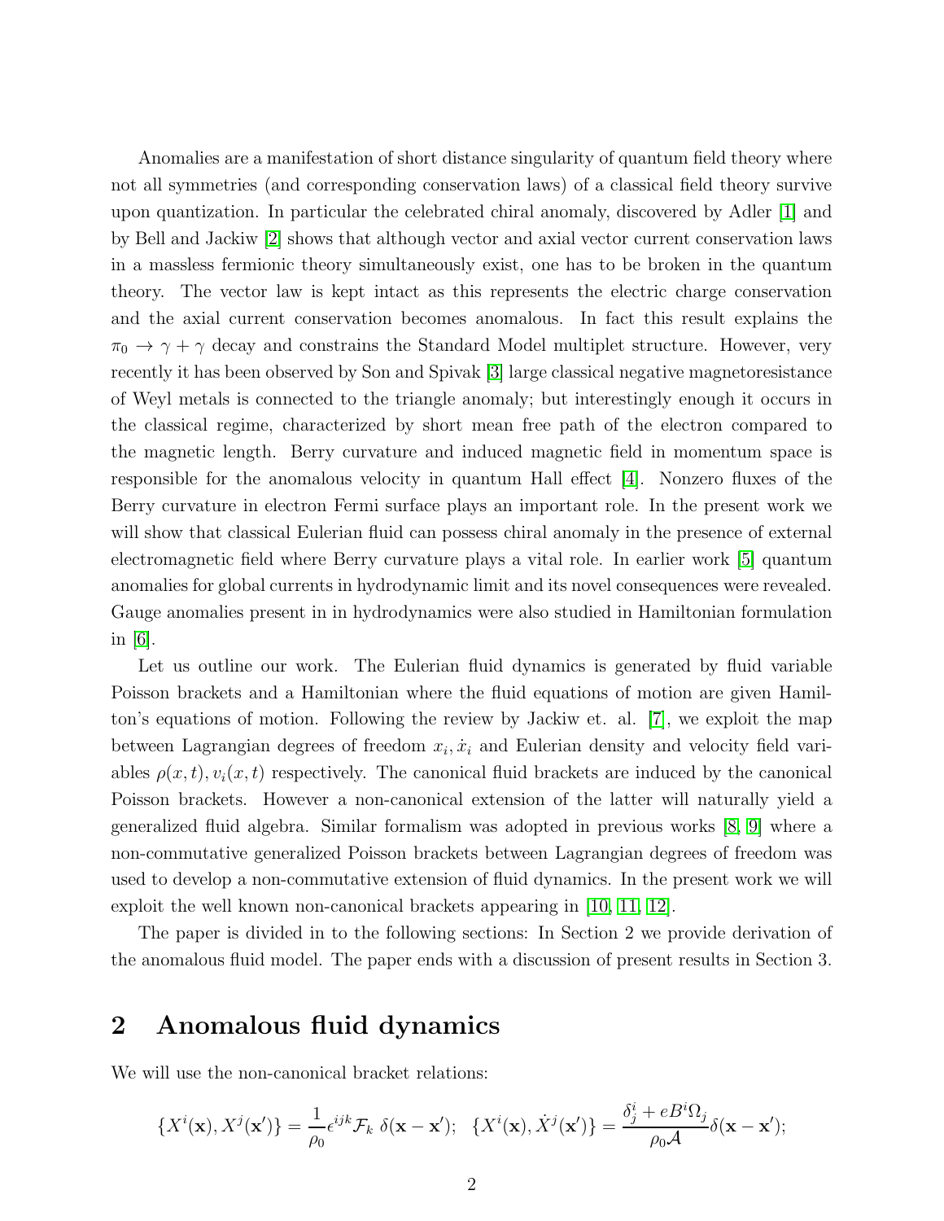Anomalies are a manifestation of short distance singularity of quantum field theory where not all symmetries (and corresponding conservation laws) of a classical field theory survive upon quantization. In particular the celebrated chiral anomaly, discovered by Adler [1] and by Bell and Jackiw [2] shows that although vector and axial vector current conservation laws in a massless fermionic theory simultaneously exist, one has to be broken in the quantum theory. The vector law is kept intact as this represents the electric charge conservation and the axial current conservation becomes anomalous. In fact this result explains the $\pi_0 \rightarrow \gamma + \gamma$ decay and constrains the Standard Model multiplet structure. However, very recently it has been observed by Son and Spivak [3] large classical negative magnetoresistance of Weyl metals is connected to the triangle anomaly; but interestingly enough it occurs in the classical regime, characterized by short mean free path of the electron compared to the magnetic length. Berry curvature and induced magnetic field in momentum space is responsible for the anomalous velocity in quantum Hall effect [4]. Nonzero fluxes of the Berry curvature in electron Fermi surface plays an important role. In the present work we will show that classical Eulerian fluid can possess chiral anomaly in the presence of external electromagnetic field where Berry curvature plays a vital role. In earlier work [5] quantum anomalies for global currents in hydrodynamic limit and its novel consequences were revealed. Gauge anomalies present in in hydrodynamics were also studied in Hamiltonian formulation in [6].

Let us outline our work. The Eulerian fluid dynamics is generated by fluid variable Poisson brackets and a Hamiltonian where the fluid equations of motion are given Hamilton's equations of motion. Following the review by Jackiw et. al. [7], we exploit the map between Lagrangian degrees of freedom $x_i, \dot{x}_i$ and Eulerian density and velocity field variables $\rho(x,t), v_i(x,t)$ respectively. The canonical fluid brackets are induced by the canonical Poisson brackets. However a non-canonical extension of the latter will naturally yield a generalized fluid algebra. Similar formalism was adopted in previous works [8, 9] where a non-commutative generalized Poisson brackets between Lagrangian degrees of freedom was used to develop a non-commutative extension of fluid dynamics. In the present work we will exploit the well known non-canonical brackets appearing in [10, 11, 12].

The paper is divided in to the following sections: In Section 2 we provide derivation of the anomalous fluid model. The paper ends with a discussion of present results in Section 3.

## 2 Anomalous fluid dynamics

We will use the non-canonical bracket relations:

$$\{X^i(\mathbf{x}), X^j(\mathbf{x}')\} = \frac{1}{\rho_0}\epsilon^{ijk}\mathcal{F}_k \; \delta(\mathbf{x}-\mathbf{x}'); \quad \{X^i(\mathbf{x}), \dot{X}^j(\mathbf{x}')\} = \frac{\delta^i_j + eB^i\Omega_j}{\rho_0 \mathcal{A}}\delta(\mathbf{x}-\mathbf{x}');$$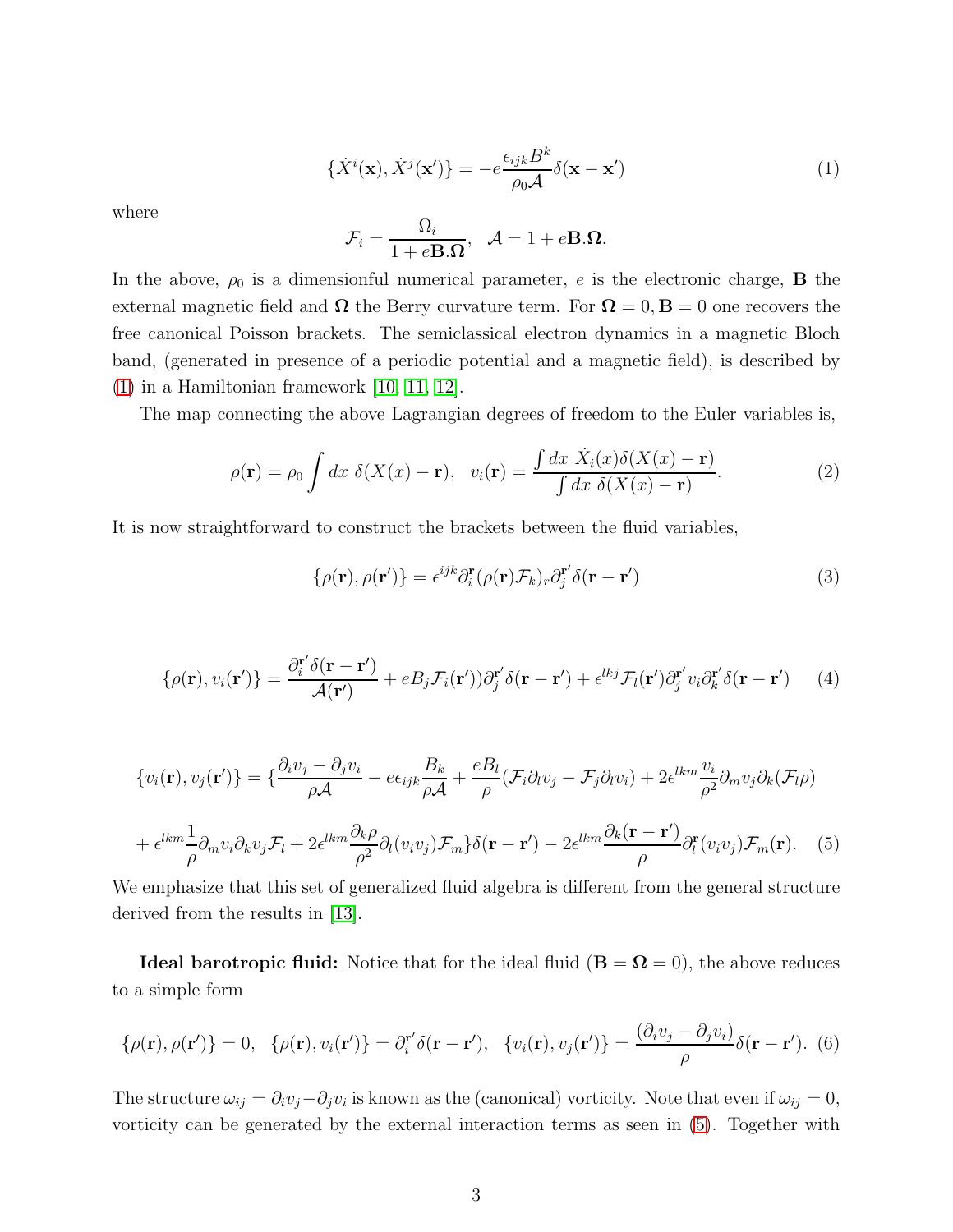$$\{\dot{X}^i(\mathbf{x}), \dot{X}^j(\mathbf{x}')\} = -e\frac{\epsilon_{ijk}B^k}{\rho_0 \mathcal{A}}\delta(\mathbf{x}-\mathbf{x}') \tag{1}$$

where

$$\mathcal{F}_i = \frac{\Omega_i}{1+e\mathbf{B}.\mathbf{\Omega}}, \quad \mathcal{A} = 1+e\mathbf{B}.\mathbf{\Omega}.$$

In the above, $\rho_0$ is a dimensionful numerical parameter, $e$ is the electronic charge, $\mathbf{B}$ the external magnetic field and $\mathbf{\Omega}$ the Berry curvature term. For $\mathbf{\Omega}=0, \mathbf{B}=0$ one recovers the free canonical Poisson brackets. The semiclassical electron dynamics in a magnetic Bloch band, (generated in presence of a periodic potential and a magnetic field), is described by (1) in a Hamiltonian framework [10, 11, 12].

The map connecting the above Lagrangian degrees of freedom to the Euler variables is,

$$\rho(\mathbf{r}) = \rho_0 \int dx \ \delta(X(x)-\mathbf{r}), \quad v_i(\mathbf{r}) = \frac{\int dx \ \dot{X}_i(x)\delta(X(x)-\mathbf{r})}{\int dx \ \delta(X(x)-\mathbf{r})}. \tag{2}$$

It is now straightforward to construct the brackets between the fluid variables,

$$\{\rho(\mathbf{r}), \rho(\mathbf{r}')\} = \epsilon^{ijk}\partial_i^{\mathbf{r}}(\rho(\mathbf{r})\mathcal{F}_k)_r \partial_j^{\mathbf{r}'}\delta(\mathbf{r}-\mathbf{r}') \tag{3}$$

$$\{\rho(\mathbf{r}), v_i(\mathbf{r}')\} = \frac{\partial_i^{\mathbf{r}'}\delta(\mathbf{r}-\mathbf{r}')}{\mathcal{A}(\mathbf{r}')} + eB_j\mathcal{F}_i(\mathbf{r}'))\partial_j^{\mathbf{r}'}\delta(\mathbf{r}-\mathbf{r}') + \epsilon^{lkj}\mathcal{F}_l(\mathbf{r}')\partial_j^{\mathbf{r}'}v_i\partial_k^{\mathbf{r}'}\delta(\mathbf{r}-\mathbf{r}') \tag{4}$$

$$\{v_i(\mathbf{r}), v_j(\mathbf{r}')\} = \{\frac{\partial_i v_j - \partial_j v_i}{\rho\mathcal{A}} - e\epsilon_{ijk}\frac{B_k}{\rho\mathcal{A}} + \frac{eB_l}{\rho}(\mathcal{F}_i\partial_l v_j - \mathcal{F}_j\partial_l v_i) + 2\epsilon^{lkm}\frac{v_i}{\rho^2}\partial_m v_j \partial_k(\mathcal{F}_l\rho)$$

$$+\epsilon^{lkm}\frac{1}{\rho}\partial_m v_i\partial_k v_j\mathcal{F}_l + 2\epsilon^{lkm}\frac{\partial_k\rho}{\rho^2}\partial_l(v_iv_j)\mathcal{F}_m\}\delta(\mathbf{r}-\mathbf{r}') - 2\epsilon^{lkm}\frac{\partial_k(\mathbf{r}-\mathbf{r}')}{\rho}\partial_l^{\mathbf{r}}(v_iv_j)\mathcal{F}_m(\mathbf{r}). \tag{5}$$

We emphasize that this set of generalized fluid algebra is different from the general structure derived from the results in [13].

**Ideal barotropic fluid:** Notice that for the ideal fluid ($\mathbf{B}=\mathbf{\Omega}=0$), the above reduces to a simple form

$$\{\rho(\mathbf{r}), \rho(\mathbf{r}')\} = 0, \quad \{\rho(\mathbf{r}), v_i(\mathbf{r}')\} = \partial_i^{\mathbf{r}'}\delta(\mathbf{r}-\mathbf{r}'), \quad \{v_i(\mathbf{r}), v_j(\mathbf{r}')\} = \frac{(\partial_i v_j - \partial_j v_i)}{\rho}\delta(\mathbf{r}-\mathbf{r}'). \tag{6}$$

The structure $\omega_{ij} = \partial_i v_j - \partial_j v_i$ is known as the (canonical) vorticity. Note that even if $\omega_{ij}=0$, vorticity can be generated by the external interaction terms as seen in (5). Together with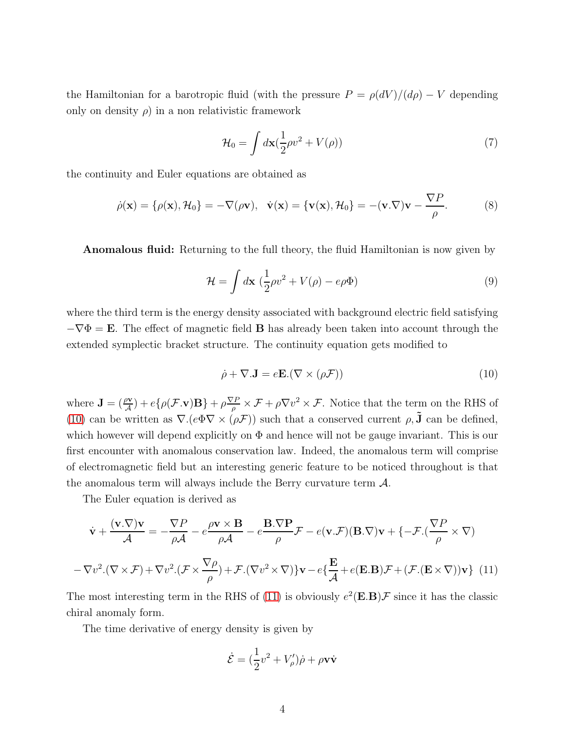the Hamiltonian for a barotropic fluid (with the pressure $P = \rho(dV)/(d\rho) - V$ depending only on density $\rho$) in a non relativistic framework

$$\mathcal{H}_0 = \int d\mathbf{x}(\frac{1}{2}\rho v^2 + V(\rho)) \tag{7}$$

the continuity and Euler equations are obtained as

$$\dot{\rho}(\mathbf{x}) = \{\rho(\mathbf{x}), \mathcal{H}_0\} = -\nabla(\rho\mathbf{v}), \quad \dot{\mathbf{v}}(\mathbf{x}) = \{\mathbf{v}(\mathbf{x}), \mathcal{H}_0\} = -(\mathbf{v}.\nabla)\mathbf{v} - \frac{\nabla P}{\rho}. \tag{8}$$

**Anomalous fluid:** Returning to the full theory, the fluid Hamiltonian is now given by

$$\mathcal{H} = \int d\mathbf{x}\ (\frac{1}{2}\rho v^2 + V(\rho) - e\rho\Phi) \tag{9}$$

where the third term is the energy density associated with background electric field satisfying $-\nabla\Phi = \mathbf{E}$. The effect of magnetic field $\mathbf{B}$ has already been taken into account through the extended symplectic bracket structure. The continuity equation gets modified to

$$\dot{\rho} + \nabla.\mathbf{J} = e\mathbf{E}.(\nabla \times (\rho\mathcal{F})) \tag{10}$$

where $\mathbf{J} = (\frac{\rho\mathbf{v}}{\mathcal{A}}) + e\{\rho(\mathcal{F}.\mathbf{v})\mathbf{B}\} + \rho\frac{\nabla P}{\rho} \times \mathcal{F} + \rho\nabla v^2 \times \mathcal{F}$. Notice that the term on the RHS of (10) can be written as $\nabla.(e\Phi\nabla \times (\rho\mathcal{F}))$ such that a conserved current $\rho, \tilde{\mathbf{J}}$ can be defined, which however will depend explicitly on $\Phi$ and hence will not be gauge invariant. This is our first encounter with anomalous conservation law. Indeed, the anomalous term will comprise of electromagnetic field but an interesting generic feature to be noticed throughout is that the anomalous term will always include the Berry curvature term $\mathcal{A}$.

The Euler equation is derived as

$$\dot{\mathbf{v}} + \frac{(\mathbf{v}.\nabla)\mathbf{v}}{\mathcal{A}} = -\frac{\nabla P}{\rho\mathcal{A}} - e\frac{\rho\mathbf{v} \times \mathbf{B}}{\rho\mathcal{A}} - e\frac{\mathbf{B}.\nabla\mathbf{P}}{\rho}\mathcal{F} - e(\mathbf{v}.\mathcal{F})(\mathbf{B}.\nabla)\mathbf{v} + \{-\mathcal{F}.(\frac{\nabla P}{\rho} \times \nabla)$$

$$-\nabla v^2.(\nabla \times \mathcal{F}) + \nabla v^2.(\mathcal{F} \times \frac{\nabla\rho}{\rho}) + \mathcal{F}.(\nabla v^2 \times \nabla)\}\mathbf{v} - e\{\frac{\mathbf{E}}{\mathcal{A}} + e(\mathbf{E}.\mathbf{B})\mathcal{F} + (\mathcal{F}.(\mathbf{E} \times \nabla))\mathbf{v}\} \tag{11}$$

The most interesting term in the RHS of (11) is obviously $e^2(\mathbf{E}.\mathbf{B})\mathcal{F}$ since it has the classic chiral anomaly form.

The time derivative of energy density is given by

$$\dot{\mathcal{E}} = (\frac{1}{2}v^2 + V'_\rho)\dot{\rho} + \rho\mathbf{v}\dot{\mathbf{v}}$$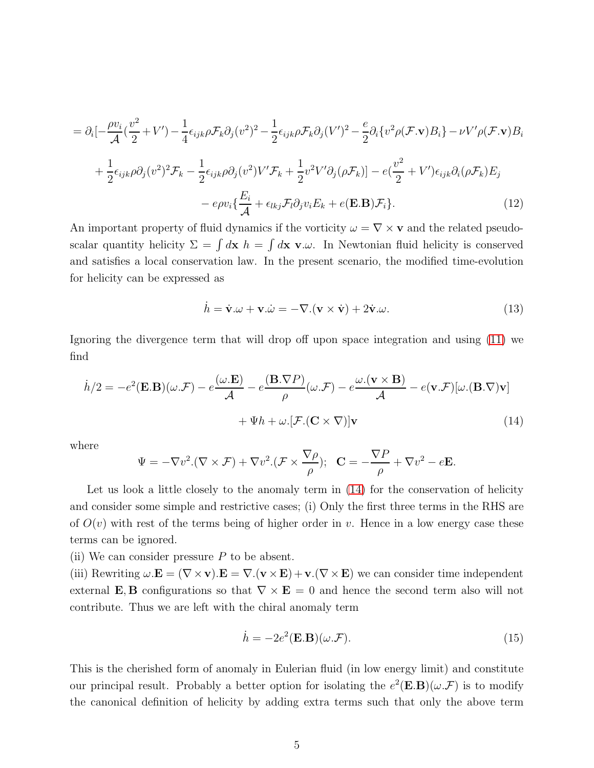$$
= \partial_i[-\frac{\rho v_i}{\mathcal{A}}(\frac{v^2}{2}+V') - \frac{1}{4}\epsilon_{ijk}\rho\mathcal{F}_k\partial_j(v^2)^2 - \frac{1}{2}\epsilon_{ijk}\rho\mathcal{F}_k\partial_j(V')^2 - \frac{e}{2}\partial_i\{v^2\rho(\mathcal{F}.\mathbf{v})B_i\} - \nu V'\rho(\mathcal{F}.\mathbf{v})B_i
$$

$$
+\frac{1}{2}\epsilon_{ijk}\rho\partial_j(v^2)^2\mathcal{F}_k - \frac{1}{2}\epsilon_{ijk}\rho\partial_j(v^2)V'\mathcal{F}_k + \frac{1}{2}v^2V'\partial_j(\rho\mathcal{F}_k)] - e(\frac{v^2}{2}+V')\epsilon_{ijk}\partial_i(\rho\mathcal{F}_k)E_j
$$

$$
- e\rho v_i\{\frac{E_i}{\mathcal{A}} + \epsilon_{lkj}\mathcal{F}_l\partial_j v_i E_k + e(\mathbf{E}.\mathbf{B})\mathcal{F}_i\}. \tag{12}
$$

An important property of fluid dynamics if the vorticity $\omega = \nabla\times\mathbf{v}$ and the related pseudo-scalar quantity helicity $\Sigma = \int d\mathbf{x}\ h = \int d\mathbf{x}\ \mathbf{v}.\omega$. In Newtonian fluid helicity is conserved and satisfies a local conservation law. In the present scenario, the modified time-evolution for helicity can be expressed as

$$
\dot{h} = \dot{\mathbf{v}}.\omega + \mathbf{v}.\dot{\omega} = -\nabla.(\mathbf{v}\times\dot{\mathbf{v}}) + 2\dot{\mathbf{v}}.\omega. \tag{13}
$$

Ignoring the divergence term that will drop off upon space integration and using (11) we find

$$
\dot{h}/2 = -e^2(\mathbf{E}.\mathbf{B})(\omega.\mathcal{F}) - e\frac{(\omega.\mathbf{E})}{\mathcal{A}} - e\frac{(\mathbf{B}.\nabla P)}{\rho}(\omega.\mathcal{F}) - e\frac{\omega.(\mathbf{v}\times\mathbf{B})}{\mathcal{A}} - e(\mathbf{v}.\mathcal{F})[\omega.(\mathbf{B}.\nabla)\mathbf{v}]
$$

$$
+\Psi h + \omega.[\mathcal{F}.(\mathbf{C}\times\nabla)]\mathbf{v} \tag{14}
$$

where

$$
\Psi = -\nabla v^2.(\nabla\times\mathcal{F}) + \nabla v^2.(\mathcal{F}\times\frac{\nabla\rho}{\rho});\quad \mathbf{C} = -\frac{\nabla P}{\rho} + \nabla v^2 - e\mathbf{E}.
$$

Let us look a little closely to the anomaly term in (14) for the conservation of helicity and consider some simple and restrictive cases; (i) Only the first three terms in the RHS are of $O(v)$ with rest of the terms being of higher order in $v$. Hence in a low energy case these terms can be ignored.

(ii) We can consider pressure $P$ to be absent.

(iii) Rewriting $\omega.\mathbf{E} = (\nabla\times\mathbf{v}).\mathbf{E} = \nabla.(\mathbf{v}\times\mathbf{E}) + \mathbf{v}.(\nabla\times\mathbf{E})$ we can consider time independent external $\mathbf{E},\mathbf{B}$ configurations so that $\nabla\times\mathbf{E} = 0$ and hence the second term also will not contribute. Thus we are left with the chiral anomaly term

$$
\dot{h} = -2e^2(\mathbf{E}.\mathbf{B})(\omega.\mathcal{F}). \tag{15}
$$

This is the cherished form of anomaly in Eulerian fluid (in low energy limit) and constitute our principal result. Probably a better option for isolating the $e^2(\mathbf{E}.\mathbf{B})(\omega.\mathcal{F})$ is to modify the canonical definition of helicity by adding extra terms such that only the above term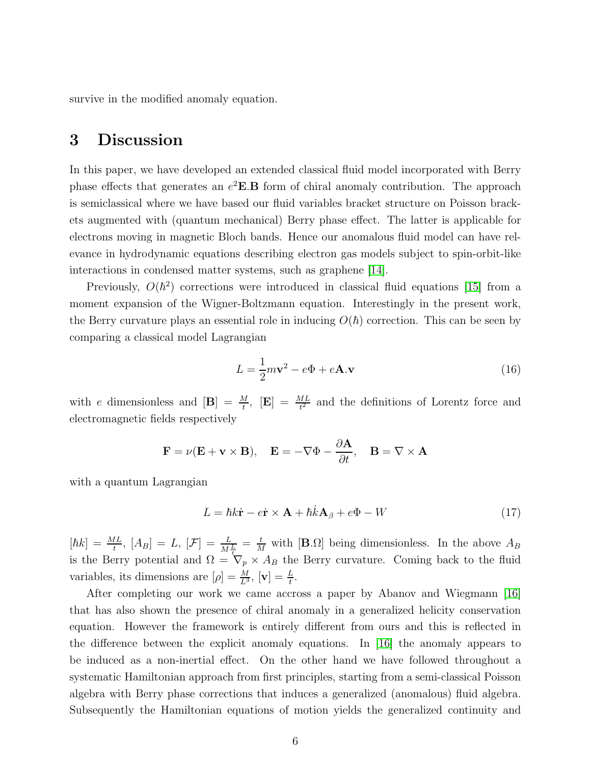survive in the modified anomaly equation.

## 3 Discussion

In this paper, we have developed an extended classical fluid model incorporated with Berry phase effects that generates an $e^2\mathbf{E}.\mathbf{B}$ form of chiral anomaly contribution. The approach is semiclassical where we have based our fluid variables bracket structure on Poisson brackets augmented with (quantum mechanical) Berry phase effect. The latter is applicable for electrons moving in magnetic Bloch bands. Hence our anomalous fluid model can have relevance in hydrodynamic equations describing electron gas models subject to spin-orbit-like interactions in condensed matter systems, such as graphene [14].

Previously, $O(\hbar^2)$ corrections were introduced in classical fluid equations [15] from a moment expansion of the Wigner-Boltzmann equation. Interestingly in the present work, the Berry curvature plays an essential role in inducing $O(\hbar)$ correction. This can be seen by comparing a classical model Lagrangian

$$L = \frac{1}{2}m\mathbf{v}^2 - e\Phi + e\mathbf{A}.\mathbf{v} \tag{16}$$

with $e$ dimensionless and $[\mathbf{B}] = \frac{M}{t}$, $[\mathbf{E}] = \frac{ML}{t^2}$ and the definitions of Lorentz force and electromagnetic fields respectively

$$\mathbf{F} = \nu(\mathbf{E} + \mathbf{v} \times \mathbf{B}), \quad \mathbf{E} = -\nabla\Phi - \frac{\partial \mathbf{A}}{\partial t}, \quad \mathbf{B} = \nabla \times \mathbf{A}$$

with a quantum Lagrangian

$$L = \hbar k\dot{\mathbf{r}} - e\dot{\mathbf{r}} \times \mathbf{A} + \hbar\dot{k}\mathbf{A}_\beta + e\Phi - W \tag{17}$$

$[\hbar k] = \frac{ML}{t}$, $[A_B] = L$, $[\mathcal{F}] = \frac{L}{M\frac{L}{t}} = \frac{t}{M}$ with $[\mathbf{B}.\Omega]$ being dimensionless. In the above $A_B$ is the Berry potential and $\Omega = \nabla_p \times A_B$ the Berry curvature. Coming back to the fluid variables, its dimensions are $[\rho] = \frac{M}{L^3}$, $[\mathbf{v}] = \frac{L}{t}$.

After completing our work we came accross a paper by Abanov and Wiegmann [16] that has also shown the presence of chiral anomaly in a generalized helicity conservation equation. However the framework is entirely different from ours and this is reflected in the difference between the explicit anomaly equations. In [16] the anomaly appears to be induced as a non-inertial effect. On the other hand we have followed throughout a systematic Hamiltonian approach from first principles, starting from a semi-classical Poisson algebra with Berry phase corrections that induces a generalized (anomalous) fluid algebra. Subsequently the Hamiltonian equations of motion yields the generalized continuity and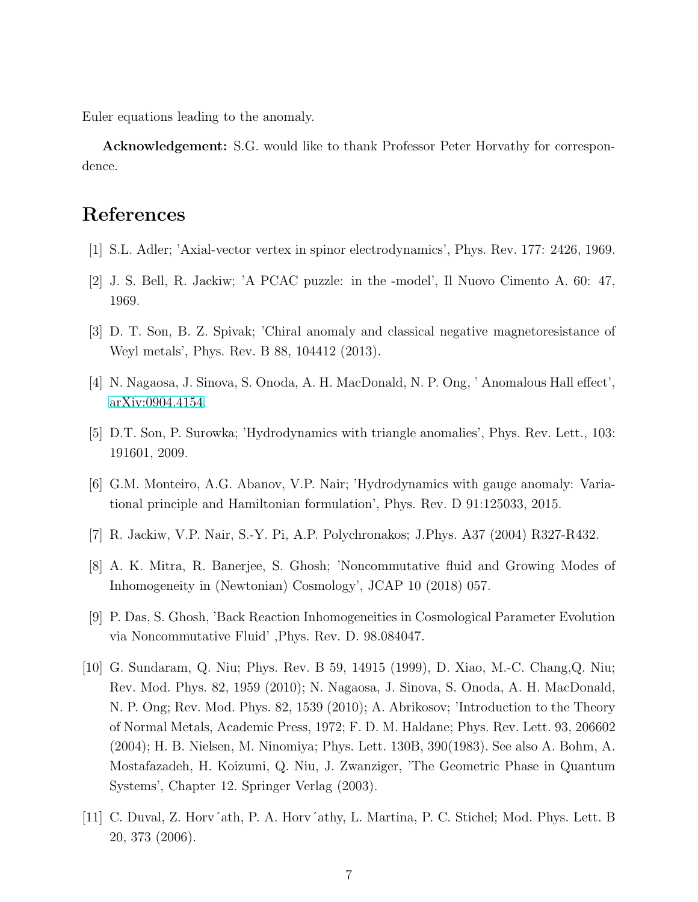Euler equations leading to the anomaly.

**Acknowledgement:** S.G. would like to thank Professor Peter Horvathy for correspondence.

# References

[1] S.L. Adler; 'Axial-vector vertex in spinor electrodynamics', Phys. Rev. 177: 2426, 1969.

[2] J. S. Bell, R. Jackiw; 'A PCAC puzzle: in the -model', Il Nuovo Cimento A. 60: 47, 1969.

[3] D. T. Son, B. Z. Spivak; 'Chiral anomaly and classical negative magnetoresistance of Weyl metals', Phys. Rev. B 88, 104412 (2013).

[4] N. Nagaosa, J. Sinova, S. Onoda, A. H. MacDonald, N. P. Ong, ' Anomalous Hall effect', arXiv:0904.4154.

[5] D.T. Son, P. Surowka; 'Hydrodynamics with triangle anomalies', Phys. Rev. Lett., 103: 191601, 2009.

[6] G.M. Monteiro, A.G. Abanov, V.P. Nair; 'Hydrodynamics with gauge anomaly: Variational principle and Hamiltonian formulation', Phys. Rev. D 91:125033, 2015.

[7] R. Jackiw, V.P. Nair, S.-Y. Pi, A.P. Polychronakos; J.Phys. A37 (2004) R327-R432.

[8] A. K. Mitra, R. Banerjee, S. Ghosh; 'Noncommutative fluid and Growing Modes of Inhomogeneity in (Newtonian) Cosmology', JCAP 10 (2018) 057.

[9] P. Das, S. Ghosh, 'Back Reaction Inhomogeneities in Cosmological Parameter Evolution via Noncommutative Fluid' ,Phys. Rev. D. 98.084047.

[10] G. Sundaram, Q. Niu; Phys. Rev. B 59, 14915 (1999), D. Xiao, M.-C. Chang,Q. Niu; Rev. Mod. Phys. 82, 1959 (2010); N. Nagaosa, J. Sinova, S. Onoda, A. H. MacDonald, N. P. Ong; Rev. Mod. Phys. 82, 1539 (2010); A. Abrikosov; 'Introduction to the Theory of Normal Metals, Academic Press, 1972; F. D. M. Haldane; Phys. Rev. Lett. 93, 206602 (2004); H. B. Nielsen, M. Ninomiya; Phys. Lett. 130B, 390(1983). See also A. Bohm, A. Mostafazadeh, H. Koizumi, Q. Niu, J. Zwanziger, 'The Geometric Phase in Quantum Systems', Chapter 12. Springer Verlag (2003).

[11] C. Duval, Z. Horváth, P. A. Horváthy, L. Martina, P. C. Stichel; Mod. Phys. Lett. B 20, 373 (2006).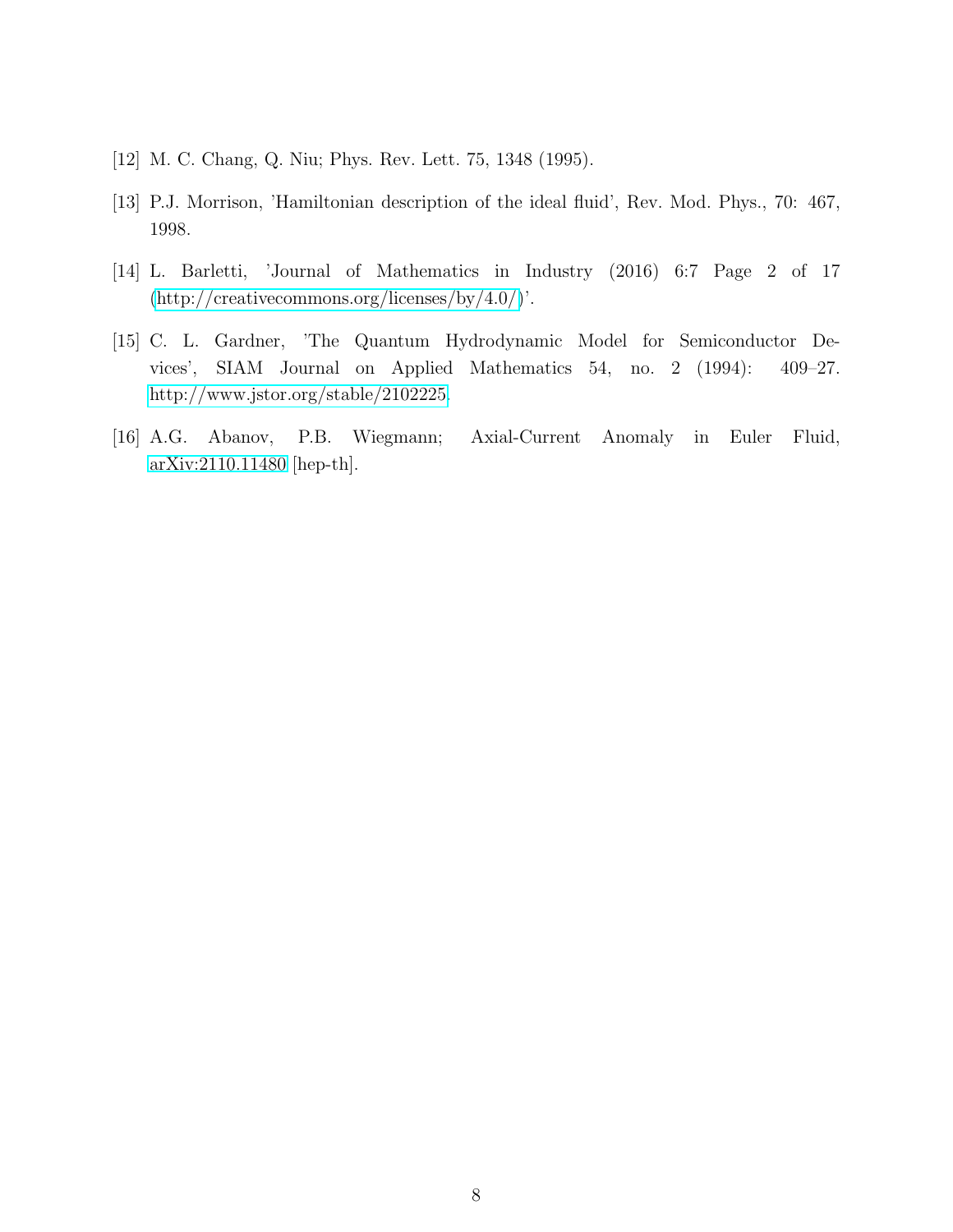[12] M. C. Chang, Q. Niu; Phys. Rev. Lett. 75, 1348 (1995).

[13] P.J. Morrison, 'Hamiltonian description of the ideal fluid', Rev. Mod. Phys., 70: 467, 1998.

[14] L. Barletti, 'Journal of Mathematics in Industry (2016) 6:7 Page 2 of 17 (http://creativecommons.org/licenses/by/4.0/)'.

[15] C. L. Gardner, 'The Quantum Hydrodynamic Model for Semiconductor Devices', SIAM Journal on Applied Mathematics 54, no. 2 (1994): 409–27. http://www.jstor.org/stable/2102225.

[16] A.G. Abanov, P.B. Wiegmann; Axial-Current Anomaly in Euler Fluid, arXiv:2110.11480 [hep-th].